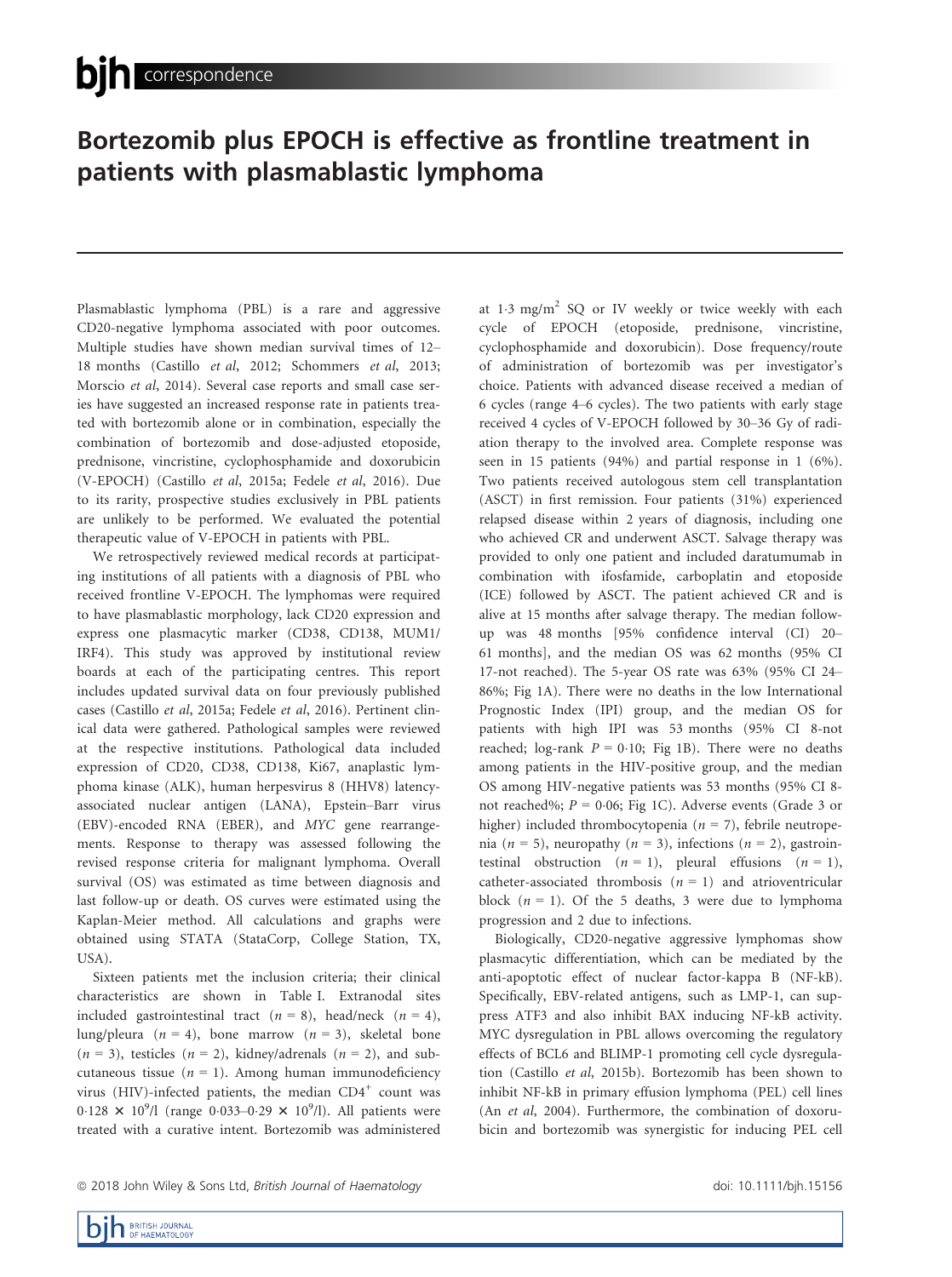# Bortezomib plus EPOCH is effective as frontline treatment in patients with plasmablastic lymphoma

Plasmablastic lymphoma (PBL) is a rare and aggressive CD20-negative lymphoma associated with poor outcomes. Multiple studies have shown median survival times of 12–18 months (Castillo *et al*, 2012; Schommers *et al*, 2013; Morscio *et al*, 2014). Several case reports and small case series have suggested an increased response rate in patients treated with bortezomib alone or in combination, especially the combination of bortezomib and dose-adjusted etoposide, prednisone, vincristine, cyclophosphamide and doxorubicin (V-EPOCH) (Castillo *et al*, 2015a; Fedele *et al*, 2016). Due to its rarity, prospective studies exclusively in PBL patients are unlikely to be performed. We evaluated the potential therapeutic value of V-EPOCH in patients with PBL.

We retrospectively reviewed medical records at participating institutions of all patients with a diagnosis of PBL who received frontline V-EPOCH. The lymphomas were required to have plasmablastic morphology, lack CD20 expression and express one plasmacytic marker (CD38, CD138, MUM1/IRF4). This study was approved by institutional review boards at each of the participating centres. This report includes updated survival data on four previously published cases (Castillo *et al*, 2015a; Fedele *et al*, 2016). Pertinent clinical data were gathered. Pathological samples were reviewed at the respective institutions. Pathological data included expression of CD20, CD38, CD138, Ki67, anaplastic lymphoma kinase (ALK), human herpesvirus 8 (HHV8) latency-associated nuclear antigen (LANA), Epstein–Barr virus (EBV)-encoded RNA (EBER), and *MYC* gene rearrangements. Response to therapy was assessed following the revised response criteria for malignant lymphoma. Overall survival (OS) was estimated as time between diagnosis and last follow-up or death. OS curves were estimated using the Kaplan-Meier method. All calculations and graphs were obtained using STATA (StataCorp, College Station, TX, USA).

Sixteen patients met the inclusion criteria; their clinical characteristics are shown in Table I. Extranodal sites included gastrointestinal tract ($n = 8$), head/neck ($n = 4$), lung/pleura ($n = 4$), bone marrow ($n = 3$), skeletal bone ($n = 3$), testicles ($n = 2$), kidney/adrenals ($n = 2$), and subcutaneous tissue ($n = 1$). Among human immunodeficiency virus (HIV)-infected patients, the median $CD4^{+}$ count was $0{\cdot}128 \times 10^{9}$/l (range $0{\cdot}033$–$0{\cdot}29 \times 10^{9}$/l). All patients were treated with a curative intent. Bortezomib was administered at $1{\cdot}3$ mg/m$^{2}$ SQ or IV weekly or twice weekly with each cycle of EPOCH (etoposide, prednisone, vincristine, cyclophosphamide and doxorubicin). Dose frequency/route of administration of bortezomib was per investigator's choice. Patients with advanced disease received a median of 6 cycles (range 4–6 cycles). The two patients with early stage received 4 cycles of V-EPOCH followed by 30–36 Gy of radiation therapy to the involved area. Complete response was seen in 15 patients (94%) and partial response in 1 (6%). Two patients received autologous stem cell transplantation (ASCT) in first remission. Four patients (31%) experienced relapsed disease within 2 years of diagnosis, including one who achieved CR and underwent ASCT. Salvage therapy was provided to only one patient and included daratumumab in combination with ifosfamide, carboplatin and etoposide (ICE) followed by ASCT. The patient achieved CR and is alive at 15 months after salvage therapy. The median follow-up was 48 months [95% confidence interval (CI) 20–61 months], and the median OS was 62 months (95% CI 17-not reached). The 5-year OS rate was 63% (95% CI 24–86%; Fig 1A). There were no deaths in the low International Prognostic Index (IPI) group, and the median OS for patients with high IPI was 53 months (95% CI 8-not reached; log-rank $P = 0{\cdot}10$; Fig 1B). There were no deaths among patients in the HIV-positive group, and the median OS among HIV-negative patients was 53 months (95% CI 8-not reached%; $P = 0{\cdot}06$; Fig 1C). Adverse events (Grade 3 or higher) included thrombocytopenia ($n = 7$), febrile neutropenia ($n = 5$), neuropathy ($n = 3$), infections ($n = 2$), gastrointestinal obstruction ($n = 1$), pleural effusions ($n = 1$), catheter-associated thrombosis ($n = 1$) and atrioventricular block ($n = 1$). Of the 5 deaths, 3 were due to lymphoma progression and 2 due to infections.

Biologically, CD20-negative aggressive lymphomas show plasmacytic differentiation, which can be mediated by the anti-apoptotic effect of nuclear factor-kappa B (NF-kB). Specifically, EBV-related antigens, such as LMP-1, can suppress ATF3 and also inhibit BAX inducing NF-kB activity. MYC dysregulation in PBL allows overcoming the regulatory effects of BCL6 and BLIMP-1 promoting cell cycle dysregulation (Castillo *et al*, 2015b). Bortezomib has been shown to inhibit NF-kB in primary effusion lymphoma (PEL) cell lines (An *et al*, 2004). Furthermore, the combination of doxorubicin and bortezomib was synergistic for inducing PEL cell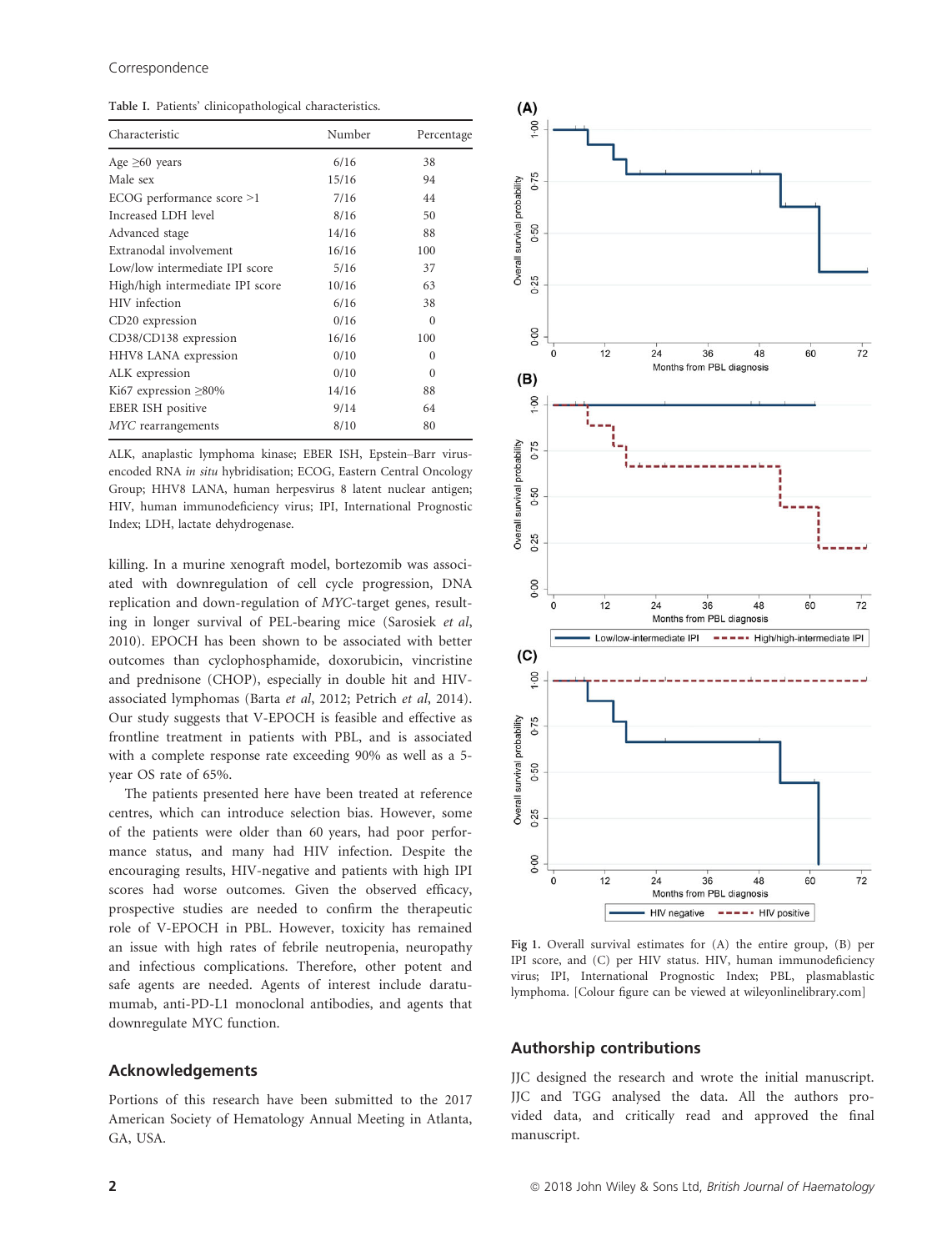Table I. Patients' clinicopathological characteristics.

| Characteristic | Number | Percentage |
|---|---|---|
| Age ≥60 years | 6/16 | 38 |
| Male sex | 15/16 | 94 |
| ECOG performance score >1 | 7/16 | 44 |
| Increased LDH level | 8/16 | 50 |
| Advanced stage | 14/16 | 88 |
| Extranodal involvement | 16/16 | 100 |
| Low/low intermediate IPI score | 5/16 | 37 |
| High/high intermediate IPI score | 10/16 | 63 |
| HIV infection | 6/16 | 38 |
| CD20 expression | 0/16 | 0 |
| CD38/CD138 expression | 16/16 | 100 |
| HHV8 LANA expression | 0/10 | 0 |
| ALK expression | 0/10 | 0 |
| Ki67 expression ≥80% | 14/16 | 88 |
| EBER ISH positive | 9/14 | 64 |
| *MYC* rearrangements | 8/10 | 80 |

ALK, anaplastic lymphoma kinase; EBER ISH, Epstein–Barr virus-encoded RNA *in situ* hybridisation; ECOG, Eastern Central Oncology Group; HHV8 LANA, human herpesvirus 8 latent nuclear antigen; HIV, human immunodeficiency virus; IPI, International Prognostic Index; LDH, lactate dehydrogenase.

killing. In a murine xenograft model, bortezomib was associated with downregulation of cell cycle progression, DNA replication and down-regulation of *MYC*-target genes, resulting in longer survival of PEL-bearing mice (Sarosiek *et al*, 2010). EPOCH has been shown to be associated with better outcomes than cyclophosphamide, doxorubicin, vincristine and prednisone (CHOP), especially in double hit and HIV-associated lymphomas (Barta *et al*, 2012; Petrich *et al*, 2014). Our study suggests that V-EPOCH is feasible and effective as frontline treatment in patients with PBL, and is associated with a complete response rate exceeding 90% as well as a 5-year OS rate of 65%.

The patients presented here have been treated at reference centres, which can introduce selection bias. However, some of the patients were older than 60 years, had poor performance status, and many had HIV infection. Despite the encouraging results, HIV-negative and patients with high IPI scores had worse outcomes. Given the observed efficacy, prospective studies are needed to confirm the therapeutic role of V-EPOCH in PBL. However, toxicity has remained an issue with high rates of febrile neutropenia, neuropathy and infectious complications. Therefore, other potent and safe agents are needed. Agents of interest include daratumumab, anti-PD-L1 monoclonal antibodies, and agents that downregulate MYC function.

## Acknowledgements

Portions of this research have been submitted to the 2017 American Society of Hematology Annual Meeting in Atlanta, GA, USA.

Fig 1. Overall survival estimates for (A) the entire group, (B) per IPI score, and (C) per HIV status. HIV, human immunodeficiency virus; IPI, International Prognostic Index; PBL, plasmablastic lymphoma. [Colour figure can be viewed at wileyonlinelibrary.com]

## Authorship contributions

JJC designed the research and wrote the initial manuscript. JJC and TGG analysed the data. All the authors provided data, and critically read and approved the final manuscript.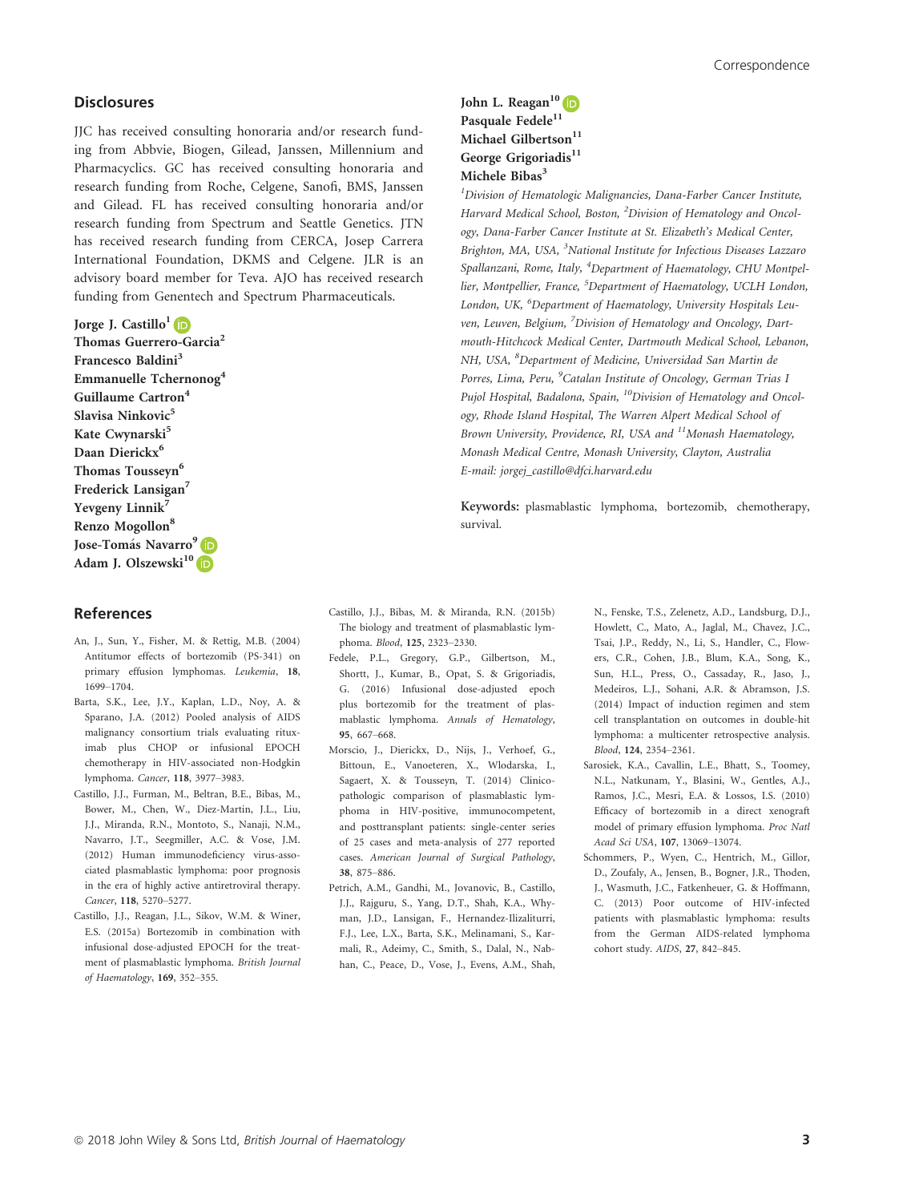## Disclosures

JJC has received consulting honoraria and/or research funding from Abbvie, Biogen, Gilead, Janssen, Millennium and Pharmacyclics. GC has received consulting honoraria and research funding from Roche, Celgene, Sanofi, BMS, Janssen and Gilead. FL has received consulting honoraria and/or research funding from Spectrum and Seattle Genetics. JTN has received research funding from CERCA, Josep Carrera International Foundation, DKMS and Celgene. JLR is an advisory board member for Teva. AJO has received research funding from Genentech and Spectrum Pharmaceuticals.

**Jorge J. Castillo**[1]
**Thomas Guerrero-Garcia**[2]
**Francesco Baldini**[3]
**Emmanuelle Tchernonog**[4]
**Guillaume Cartron**[4]
**Slavisa Ninkovic**[5]
**Kate Cwynarski**[5]
**Daan Dierickx**[6]
**Thomas Tousseyn**[6]
**Frederick Lansigan**[7]
**Yevgeny Linnik**[7]
**Renzo Mogollon**[8]
**Jose-Tomás Navarro**[9]
**Adam J. Olszewski**[10]
**John L. Reagan**[10]
**Pasquale Fedele**[11]
**Michael Gilbertson**[11]
**George Grigoriadis**[11]
**Michele Bibas**[3]

*[1]Division of Hematologic Malignancies, Dana-Farber Cancer Institute, Harvard Medical School, Boston, [2]Division of Hematology and Oncology, Dana-Farber Cancer Institute at St. Elizabeth's Medical Center, Brighton, MA, USA, [3]National Institute for Infectious Diseases Lazzaro Spallanzani, Rome, Italy, [4]Department of Haematology, CHU Montpellier, Montpellier, France, [5]Department of Haematology, UCLH London, London, UK, [6]Department of Haematology, University Hospitals Leuven, Leuven, Belgium, [7]Division of Hematology and Oncology, Dartmouth-Hitchcock Medical Center, Dartmouth Medical School, Lebanon, NH, USA, [8]Department of Medicine, Universidad San Martin de Porres, Lima, Peru, [9]Catalan Institute of Oncology, German Trias I Pujol Hospital, Badalona, Spain, [10]Division of Hematology and Oncology, Rhode Island Hospital, The Warren Alpert Medical School of Brown University, Providence, RI, USA and [11]Monash Haematology, Monash Medical Centre, Monash University, Clayton, Australia*
*E-mail: jorgej_castillo@dfci.harvard.edu*

**Keywords:** plasmablastic lymphoma, bortezomib, chemotherapy, survival.

## References

An, J., Sun, Y., Fisher, M. & Rettig, M.B. (2004) Antitumor effects of bortezomib (PS-341) on primary effusion lymphomas. *Leukemia*, **18**, 1699–1704.

Barta, S.K., Lee, J.Y., Kaplan, L.D., Noy, A. & Sparano, J.A. (2012) Pooled analysis of AIDS malignancy consortium trials evaluating rituximab plus CHOP or infusional EPOCH chemotherapy in HIV-associated non-Hodgkin lymphoma. *Cancer*, **118**, 3977–3983.

Castillo, J.J., Furman, M., Beltran, B.E., Bibas, M., Bower, M., Chen, W., Diez-Martin, J.L., Liu, J.J., Miranda, R.N., Montoto, S., Nanaji, N.M., Navarro, J.T., Seegmiller, A.C. & Vose, J.M. (2012) Human immunodeficiency virus-associated plasmablastic lymphoma: poor prognosis in the era of highly active antiretroviral therapy. *Cancer*, **118**, 5270–5277.

Castillo, J.J., Reagan, J.L., Sikov, W.M. & Winer, E.S. (2015a) Bortezomib in combination with infusional dose-adjusted EPOCH for the treatment of plasmablastic lymphoma. *British Journal of Haematology*, **169**, 352–355.

Castillo, J.J., Bibas, M. & Miranda, R.N. (2015b) The biology and treatment of plasmablastic lymphoma. *Blood*, **125**, 2323–2330.

Fedele, P.L., Gregory, G.P., Gilbertson, M., Shortt, J., Kumar, B., Opat, S. & Grigoriadis, G. (2016) Infusional dose-adjusted epoch plus bortezomib for the treatment of plasmablastic lymphoma. *Annals of Hematology*, **95**, 667–668.

Morscio, J., Dierickx, D., Nijs, J., Verhoef, G., Bittoun, E., Vanoeteren, X., Wlodarska, I., Sagaert, X. & Tousseyn, T. (2014) Clinicopathologic comparison of plasmablastic lymphoma in HIV-positive, immunocompetent, and posttransplant patients: single-center series of 25 cases and meta-analysis of 277 reported cases. *American Journal of Surgical Pathology*, **38**, 875–886.

Petrich, A.M., Gandhi, M., Jovanovic, B., Castillo, J.J., Rajguru, S., Yang, D.T., Shah, K.A., Whyman, J.D., Lansigan, F., Hernandez-Ilizaliturri, F.J., Lee, L.X., Barta, S.K., Melinamani, S., Karmali, R., Adeimy, C., Smith, S., Dalal, N., Nabhan, C., Peace, D., Vose, J., Evens, A.M., Shah, N., Fenske, T.S., Zelenetz, A.D., Landsburg, D.J., Howlett, C., Mato, A., Jaglal, M., Chavez, J.C., Tsai, J.P., Reddy, N., Li, S., Handler, C., Flowers, C.R., Cohen, J.B., Blum, K.A., Song, K., Sun, H.L., Press, O., Cassaday, R., Jaso, J., Medeiros, L.J., Sohani, A.R. & Abramson, J.S. (2014) Impact of induction regimen and stem cell transplantation on outcomes in double-hit lymphoma: a multicenter retrospective analysis. *Blood*, **124**, 2354–2361.

Sarosiek, K.A., Cavallin, L.E., Bhatt, S., Toomey, N.L., Natkunam, Y., Blasini, W., Gentles, A.J., Ramos, J.C., Mesri, E.A. & Lossos, I.S. (2010) Efficacy of bortezomib in a direct xenograft model of primary effusion lymphoma. *Proc Natl Acad Sci USA*, **107**, 13069–13074.

Schommers, P., Wyen, C., Hentrich, M., Gillor, D., Zoufaly, A., Jensen, B., Bogner, J.R., Thoden, J., Wasmuth, J.C., Fatkenheuer, G. & Hoffmann, C. (2013) Poor outcome of HIV-infected patients with plasmablastic lymphoma: results from the German AIDS-related lymphoma cohort study. *AIDS*, **27**, 842–845.